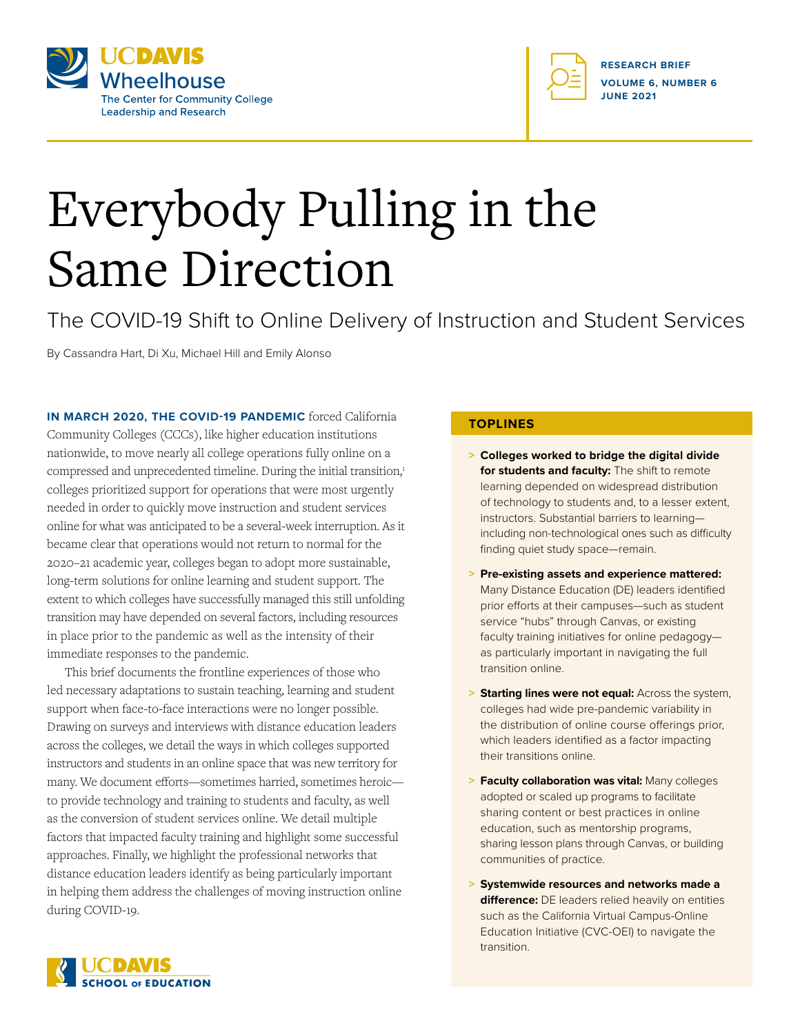UC DAVIS Wheelhouse
The Center for Community College Leadership and Research

RESEARCH BRIEF
VOLUME 6, NUMBER 6
JUNE 2021

# Everybody Pulling in the Same Direction

## The COVID-19 Shift to Online Delivery of Instruction and Student Services

By Cassandra Hart, Di Xu, Michael Hill and Emily Alonso

**IN MARCH 2020, THE COVID-19 PANDEMIC** forced California Community Colleges (CCCs), like higher education institutions nationwide, to move nearly all college operations fully online on a compressed and unprecedented timeline. During the initial transition,[1] colleges prioritized support for operations that were most urgently needed in order to quickly move instruction and student services online for what was anticipated to be a several-week interruption. As it became clear that operations would not return to normal for the 2020–21 academic year, colleges began to adopt more sustainable, long-term solutions for online learning and student support. The extent to which colleges have successfully managed this still unfolding transition may have depended on several factors, including resources in place prior to the pandemic as well as the intensity of their immediate responses to the pandemic.

This brief documents the frontline experiences of those who led necessary adaptations to sustain teaching, learning and student support when face-to-face interactions were no longer possible. Drawing on surveys and interviews with distance education leaders across the colleges, we detail the ways in which colleges supported instructors and students in an online space that was new territory for many. We document efforts—sometimes harried, sometimes heroic—to provide technology and training to students and faculty, as well as the conversion of student services online. We detail multiple factors that impacted faculty training and highlight some successful approaches. Finally, we highlight the professional networks that distance education leaders identify as being particularly important in helping them address the challenges of moving instruction online during COVID-19.

### TOPLINES

- **Colleges worked to bridge the digital divide for students and faculty:** The shift to remote learning depended on widespread distribution of technology to students and, to a lesser extent, instructors. Substantial barriers to learning—including non-technological ones such as difficulty finding quiet study space—remain.
- **Pre-existing assets and experience mattered:** Many Distance Education (DE) leaders identified prior efforts at their campuses—such as student service "hubs" through Canvas, or existing faculty training initiatives for online pedagogy—as particularly important in navigating the full transition online.
- **Starting lines were not equal:** Across the system, colleges had wide pre-pandemic variability in the distribution of online course offerings prior, which leaders identified as a factor impacting their transitions online.
- **Faculty collaboration was vital:** Many colleges adopted or scaled up programs to facilitate sharing content or best practices in online education, such as mentorship programs, sharing lesson plans through Canvas, or building communities of practice.
- **Systemwide resources and networks made a difference:** DE leaders relied heavily on entities such as the California Virtual Campus-Online Education Initiative (CVC-OEI) to navigate the transition.

UC DAVIS SCHOOL OF EDUCATION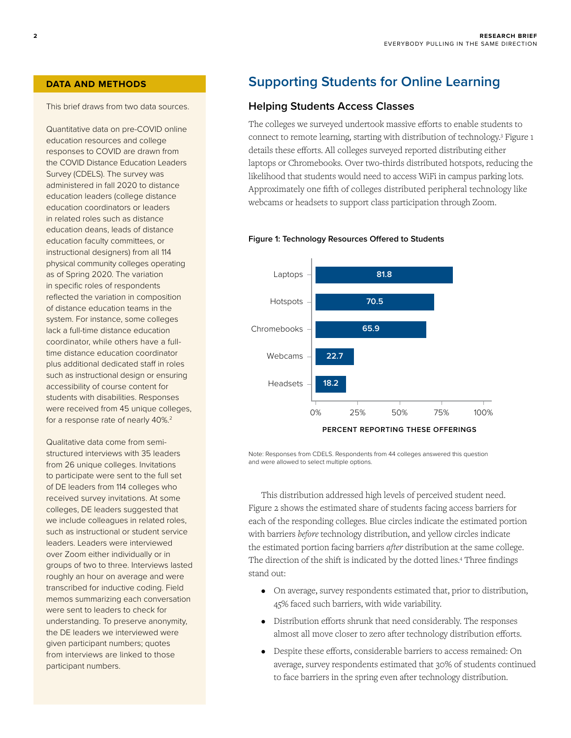## DATA AND METHODS

This brief draws from two data sources.

Quantitative data on pre-COVID online education resources and college responses to COVID are drawn from the COVID Distance Education Leaders Survey (CDELS). The survey was administered in fall 2020 to distance education leaders (college distance education coordinators or leaders in related roles such as distance education deans, leads of distance education faculty committees, or instructional designers) from all 114 physical community colleges operating as of Spring 2020. The variation in specific roles of respondents reflected the variation in composition of distance education teams in the system. For instance, some colleges lack a full-time distance education coordinator, while others have a full-time distance education coordinator plus additional dedicated staff in roles such as instructional design or ensuring accessibility of course content for students with disabilities. Responses were received from 45 unique colleges, for a response rate of nearly 40%.[2]

Qualitative data come from semi-structured interviews with 35 leaders from 26 unique colleges. Invitations to participate were sent to the full set of DE leaders from 114 colleges who received survey invitations. At some colleges, DE leaders suggested that we include colleagues in related roles, such as instructional or student service leaders. Leaders were interviewed over Zoom either individually or in groups of two to three. Interviews lasted roughly an hour on average and were transcribed for inductive coding. Field memos summarizing each conversation were sent to leaders to check for understanding. To preserve anonymity, the DE leaders we interviewed were given participant numbers; quotes from interviews are linked to those participant numbers.

# Supporting Students for Online Learning

## Helping Students Access Classes

The colleges we surveyed undertook massive efforts to enable students to connect to remote learning, starting with distribution of technology.[3] Figure 1 details these efforts. All colleges surveyed reported distributing either laptops or Chromebooks. Over two-thirds distributed hotspots, reducing the likelihood that students would need to access WiFi in campus parking lots. Approximately one fifth of colleges distributed peripheral technology like webcams or headsets to support class participation through Zoom.

**Figure 1: Technology Resources Offered to Students**

| Resource | Percent reporting these offerings |
|---|---|
| Laptops | 81.8 |
| Hotspots | 70.5 |
| Chromebooks | 65.9 |
| Webcams | 22.7 |
| Headsets | 18.2 |

Note: Responses from CDELS. Respondents from 44 colleges answered this question and were allowed to select multiple options.

This distribution addressed high levels of perceived student need. Figure 2 shows the estimated share of students facing access barriers for each of the responding colleges. Blue circles indicate the estimated portion with barriers *before* technology distribution, and yellow circles indicate the estimated portion facing barriers *after* distribution at the same college. The direction of the shift is indicated by the dotted lines.[4] Three findings stand out:

- On average, survey respondents estimated that, prior to distribution, 45% faced such barriers, with wide variability.
- Distribution efforts shrunk that need considerably. The responses almost all move closer to zero after technology distribution efforts.
- Despite these efforts, considerable barriers to access remained: On average, survey respondents estimated that 30% of students continued to face barriers in the spring even after technology distribution.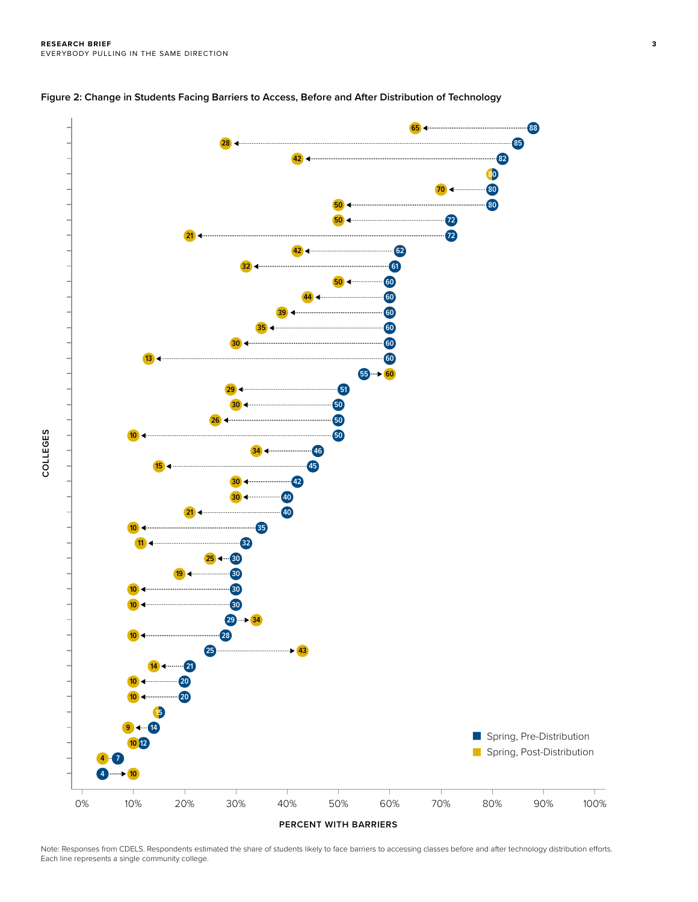**Figure 2: Change in Students Facing Barriers to Access, Before and After Distribution of Technology**

| Spring, Pre-Distribution | Spring, Post-Distribution |
| --- | --- |
| 88 | 65 |
| 85 | 28 |
| 82 | 42 |
| 80 | 80 |
| 80 | 70 |
| 80 | 50 |
| 72 | 50 |
| 72 | 21 |
| 62 | 42 |
| 61 | 32 |
| 60 | 50 |
| 60 | 44 |
| 60 | 39 |
| 60 | 35 |
| 60 | 30 |
| 60 | 13 |
| 55 | 60 |
| 51 | 29 |
| 50 | 30 |
| 50 | 26 |
| 50 | 10 |
| 46 | 34 |
| 45 | 15 |
| 42 | 30 |
| 40 | 30 |
| 40 | 21 |
| 35 | 10 |
| 32 | 11 |
| 30 | 25 |
| 30 | 19 |
| 30 | 10 |
| 30 | 10 |
| 29 | 34 |
| 28 | 10 |
| 25 | 43 |
| 21 | 14 |
| 20 | 10 |
| 20 | 10 |
| 15 | 15 |
| 14 | 9 |
| 12 | 10 |
| 7 | 4 |
| 4 | 10 |

COLLEGES (y-axis); PERCENT WITH BARRIERS (x-axis, 0%–100%)

Note: Responses from CDELS. Respondents estimated the share of students likely to face barriers to accessing classes before and after technology distribution efforts. Each line represents a single community college.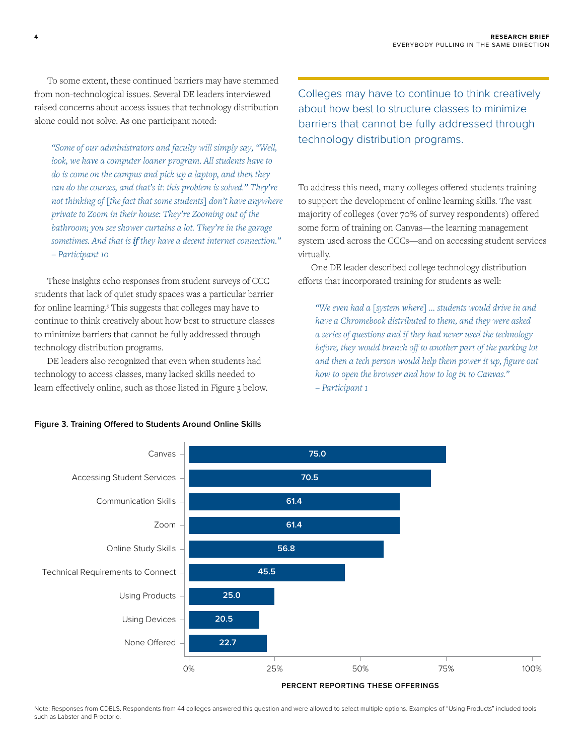To some extent, these continued barriers may have stemmed from non-technological issues. Several DE leaders interviewed raised concerns about access issues that technology distribution alone could not solve. As one participant noted:

> *"Some of our administrators and faculty will simply say, "Well, look, we have a computer loaner program. All students have to do is come on the campus and pick up a laptop, and then they can do the courses, and that's it: this problem is solved." They're not thinking of [the fact that some students] don't have anywhere private to Zoom in their house: They're Zooming out of the bathroom; you see shower curtains a lot. They're in the garage sometimes. And that is **if** they have a decent internet connection."*
> *– Participant 10*

These insights echo responses from student surveys of CCC students that lack of quiet study spaces was a particular barrier for online learning.[5] This suggests that colleges may have to continue to think creatively about how best to structure classes to minimize barriers that cannot be fully addressed through technology distribution programs.

DE leaders also recognized that even when students had technology to access classes, many lacked skills needed to learn effectively online, such as those listed in Figure 3 below.

> Colleges may have to continue to think creatively about how best to structure classes to minimize barriers that cannot be fully addressed through technology distribution programs.

To address this need, many colleges offered students training to support the development of online learning skills. The vast majority of colleges (over 70% of survey respondents) offered some form of training on Canvas—the learning management system used across the CCCs—and on accessing student services virtually.

One DE leader described college technology distribution efforts that incorporated training for students as well:

> *"We even had a [system where] ... students would drive in and have a Chromebook distributed to them, and they were asked a series of questions and if they had never used the technology before, they would branch off to another part of the parking lot and then a tech person would help them power it up, figure out how to open the browser and how to log in to Canvas."*
> *– Participant 1*

**Figure 3. Training Offered to Students Around Online Skills**

| Training | Percent Reporting These Offerings |
| --- | --- |
| Canvas | 75.0 |
| Accessing Student Services | 70.5 |
| Communication Skills | 61.4 |
| Zoom | 61.4 |
| Online Study Skills | 56.8 |
| Technical Requirements to Connect | 45.5 |
| Using Products | 25.0 |
| Using Devices | 20.5 |
| None Offered | 22.7 |

Note: Responses from CDELS. Respondents from 44 colleges answered this question and were allowed to select multiple options. Examples of "Using Products" included tools such as Labster and Proctorio.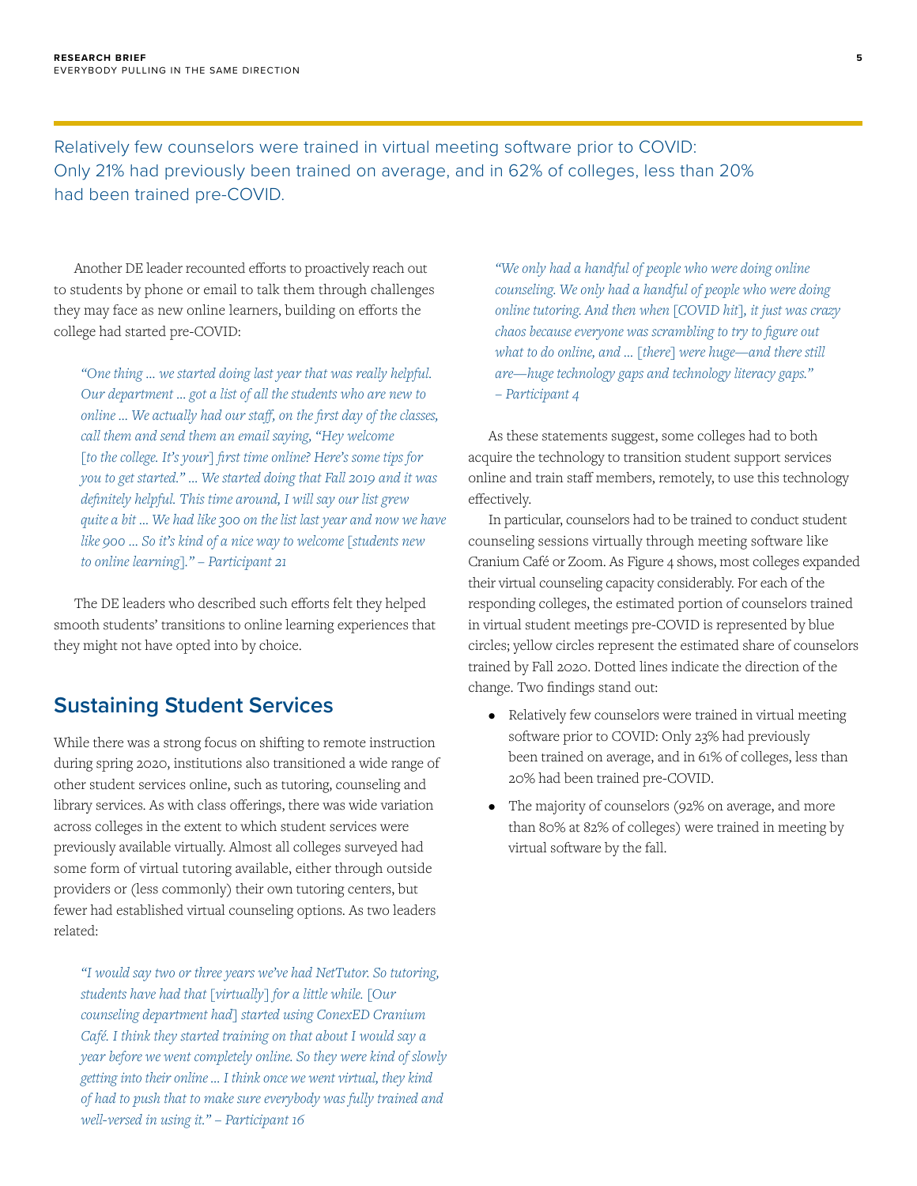Relatively few counselors were trained in virtual meeting software prior to COVID: Only 21% had previously been trained on average, and in 62% of colleges, less than 20% had been trained pre-COVID.

Another DE leader recounted efforts to proactively reach out to students by phone or email to talk them through challenges they may face as new online learners, building on efforts the college had started pre-COVID:

> *"One thing … we started doing last year that was really helpful. Our department … got a list of all the students who are new to online … We actually had our staff, on the first day of the classes, call them and send them an email saying, "Hey welcome [to the college. It's your] first time online? Here's some tips for you to get started." … We started doing that Fall 2019 and it was definitely helpful. This time around, I will say our list grew quite a bit … We had like 300 on the list last year and now we have like 900 … So it's kind of a nice way to welcome [students new to online learning]." – Participant 21*

The DE leaders who described such efforts felt they helped smooth students' transitions to online learning experiences that they might not have opted into by choice.

## Sustaining Student Services

While there was a strong focus on shifting to remote instruction during spring 2020, institutions also transitioned a wide range of other student services online, such as tutoring, counseling and library services. As with class offerings, there was wide variation across colleges in the extent to which student services were previously available virtually. Almost all colleges surveyed had some form of virtual tutoring available, either through outside providers or (less commonly) their own tutoring centers, but fewer had established virtual counseling options. As two leaders related:

> *"I would say two or three years we've had NetTutor. So tutoring, students have had that [virtually] for a little while. [Our counseling department had] started using ConexED Cranium Café. I think they started training on that about I would say a year before we went completely online. So they were kind of slowly getting into their online … I think once we went virtual, they kind of had to push that to make sure everybody was fully trained and well-versed in using it." – Participant 16*

> *"We only had a handful of people who were doing online counseling. We only had a handful of people who were doing online tutoring. And then when [COVID hit], it just was crazy chaos because everyone was scrambling to try to figure out what to do online, and … [there] were huge—and there still are—huge technology gaps and technology literacy gaps." – Participant 4*

As these statements suggest, some colleges had to both acquire the technology to transition student support services online and train staff members, remotely, to use this technology effectively.

In particular, counselors had to be trained to conduct student counseling sessions virtually through meeting software like Cranium Café or Zoom. As Figure 4 shows, most colleges expanded their virtual counseling capacity considerably. For each of the responding colleges, the estimated portion of counselors trained in virtual student meetings pre-COVID is represented by blue circles; yellow circles represent the estimated share of counselors trained by Fall 2020. Dotted lines indicate the direction of the change. Two findings stand out:

- Relatively few counselors were trained in virtual meeting software prior to COVID: Only 23% had previously been trained on average, and in 61% of colleges, less than 20% had been trained pre-COVID.
- The majority of counselors (92% on average, and more than 80% at 82% of colleges) were trained in meeting by virtual software by the fall.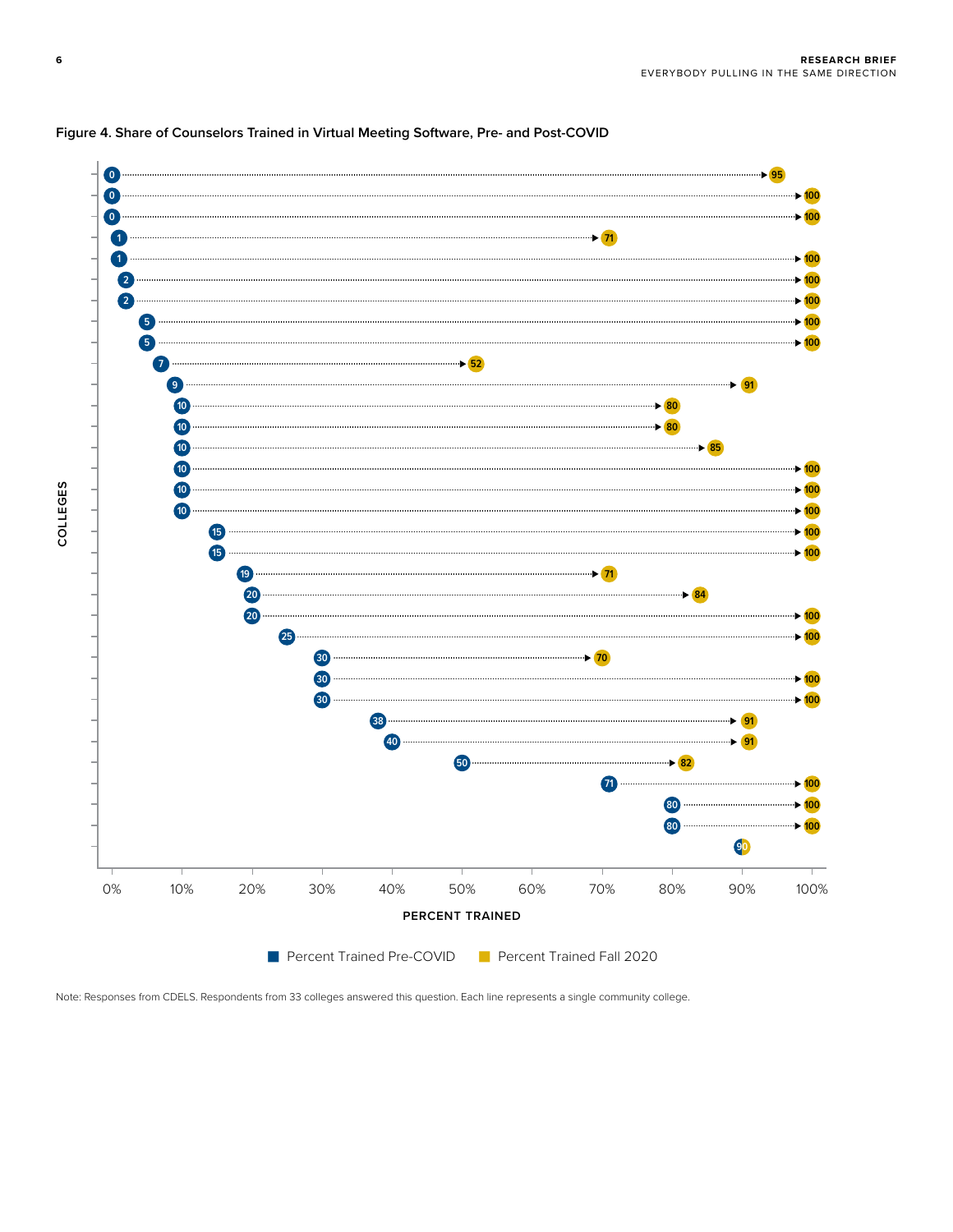**Figure 4. Share of Counselors Trained in Virtual Meeting Software, Pre- and Post-COVID**

| College | Percent Trained Pre-COVID | Percent Trained Fall 2020 |
|---|---|---|
| 1 | 0 | 95 |
| 2 | 0 | 100 |
| 3 | 0 | 100 |
| 4 | 1 | 71 |
| 5 | 1 | 100 |
| 6 | 2 | 100 |
| 7 | 2 | 100 |
| 8 | 5 | 100 |
| 9 | 5 | 100 |
| 10 | 7 | 52 |
| 11 | 9 | 91 |
| 12 | 10 | 80 |
| 13 | 10 | 80 |
| 14 | 10 | 85 |
| 15 | 10 | 100 |
| 16 | 10 | 100 |
| 17 | 10 | 100 |
| 18 | 15 | 100 |
| 19 | 15 | 100 |
| 20 | 19 | 71 |
| 21 | 20 | 84 |
| 22 | 20 | 100 |
| 23 | 25 | 100 |
| 24 | 30 | 70 |
| 25 | 30 | 100 |
| 26 | 30 | 100 |
| 27 | 38 | 91 |
| 28 | 40 | 91 |
| 29 | 50 | 82 |
| 30 | 71 | 100 |
| 31 | 80 | 100 |
| 32 | 80 | 100 |
| 33 | 90 | 90 |

Note: Responses from CDELS. Respondents from 33 colleges answered this question. Each line represents a single community college.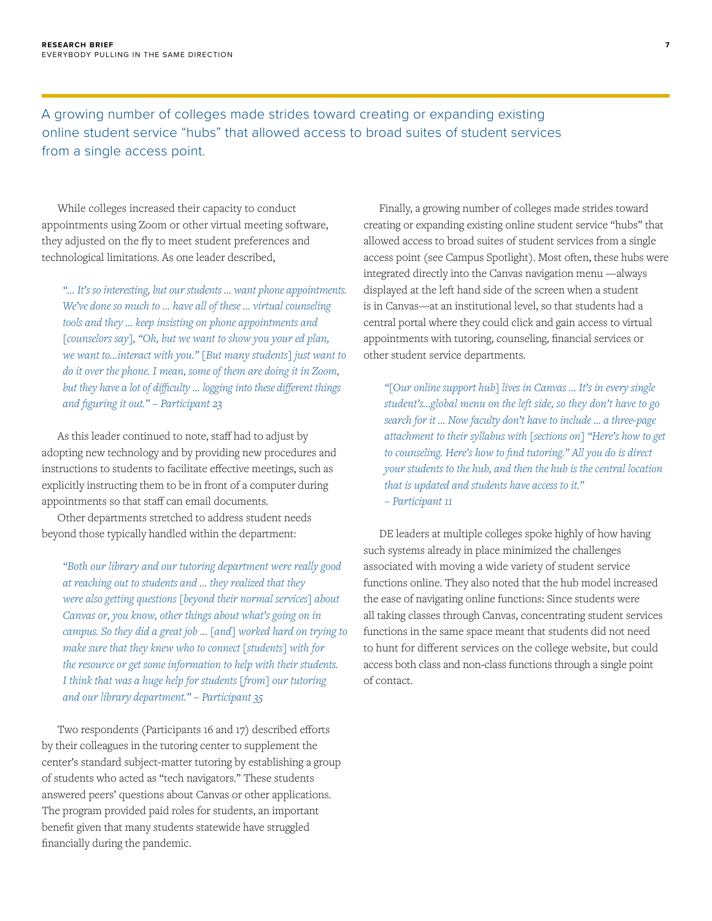A growing number of colleges made strides toward creating or expanding existing online student service "hubs" that allowed access to broad suites of student services from a single access point.

While colleges increased their capacity to conduct appointments using Zoom or other virtual meeting software, they adjusted on the fly to meet student preferences and technological limitations. As one leader described,

> *"… It's so interesting, but our students … want phone appointments. We've done so much to … have all of these … virtual counseling tools and they … keep insisting on phone appointments and [counselors say], "Oh, but we want to show you your ed plan, we want to…interact with you." [But many students] just want to do it over the phone. I mean, some of them are doing it in Zoom, but they have a lot of difficulty … logging into these different things and figuring it out." – Participant 23*

As this leader continued to note, staff had to adjust by adopting new technology and by providing new procedures and instructions to students to facilitate effective meetings, such as explicitly instructing them to be in front of a computer during appointments so that staff can email documents.

Other departments stretched to address student needs beyond those typically handled within the department:

> *"Both our library and our tutoring department were really good at reaching out to students and … they realized that they were also getting questions [beyond their normal services] about Canvas or, you know, other things about what's going on in campus. So they did a great job … [and] worked hard on trying to make sure that they knew who to connect [students] with for the resource or get some information to help with their students. I think that was a huge help for students [from] our tutoring and our library department." – Participant 35*

Two respondents (Participants 16 and 17) described efforts by their colleagues in the tutoring center to supplement the center's standard subject-matter tutoring by establishing a group of students who acted as "tech navigators." These students answered peers' questions about Canvas or other applications. The program provided paid roles for students, an important benefit given that many students statewide have struggled financially during the pandemic.

Finally, a growing number of colleges made strides toward creating or expanding existing online student service "hubs" that allowed access to broad suites of student services from a single access point (see Campus Spotlight). Most often, these hubs were integrated directly into the Canvas navigation menu —always displayed at the left hand side of the screen when a student is in Canvas—at an institutional level, so that students had a central portal where they could click and gain access to virtual appointments with tutoring, counseling, financial services or other student service departments.

> *"[Our online support hub] lives in Canvas … It's in every single student's…global menu on the left side, so they don't have to go search for it … Now faculty don't have to include … a three-page attachment to their syllabus with [sections on] "Here's how to get to counseling. Here's how to find tutoring." All you do is direct your students to the hub, and then the hub is the central location that is updated and students have access to it." – Participant 11*

DE leaders at multiple colleges spoke highly of how having such systems already in place minimized the challenges associated with moving a wide variety of student service functions online. They also noted that the hub model increased the ease of navigating online functions: Since students were all taking classes through Canvas, concentrating student services functions in the same space meant that students did not need to hunt for different services on the college website, but could access both class and non-class functions through a single point of contact.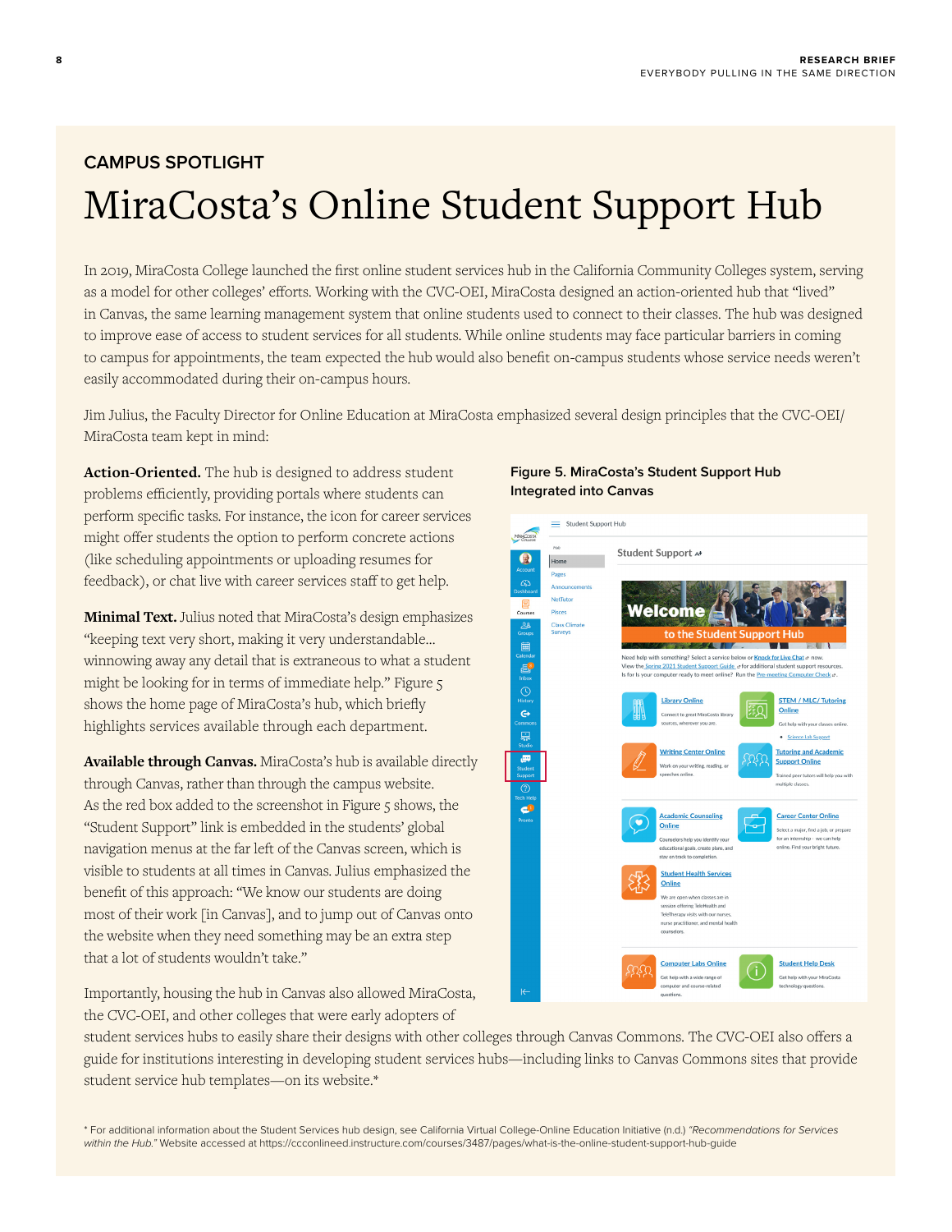## CAMPUS SPOTLIGHT

# MiraCosta's Online Student Support Hub

In 2019, MiraCosta College launched the first online student services hub in the California Community Colleges system, serving as a model for other colleges' efforts. Working with the CVC-OEI, MiraCosta designed an action-oriented hub that "lived" in Canvas, the same learning management system that online students used to connect to their classes. The hub was designed to improve ease of access to student services for all students. While online students may face particular barriers in coming to campus for appointments, the team expected the hub would also benefit on-campus students whose service needs weren't easily accommodated during their on-campus hours.

Jim Julius, the Faculty Director for Online Education at MiraCosta emphasized several design principles that the CVC-OEI/ MiraCosta team kept in mind:

**Action-Oriented.** The hub is designed to address student problems efficiently, providing portals where students can perform specific tasks. For instance, the icon for career services might offer students the option to perform concrete actions (like scheduling appointments or uploading resumes for feedback), or chat live with career services staff to get help.

**Minimal Text.** Julius noted that MiraCosta's design emphasizes "keeping text very short, making it very understandable… winnowing away any detail that is extraneous to what a student might be looking for in terms of immediate help." Figure 5 shows the home page of MiraCosta's hub, which briefly highlights services available through each department.

**Available through Canvas.** MiraCosta's hub is available directly through Canvas, rather than through the campus website. As the red box added to the screenshot in Figure 5 shows, the "Student Support" link is embedded in the students' global navigation menus at the far left of the Canvas screen, which is visible to students at all times in Canvas. Julius emphasized the benefit of this approach: "We know our students are doing most of their work [in Canvas], and to jump out of Canvas onto the website when they need something may be an extra step that a lot of students wouldn't take."

Importantly, housing the hub in Canvas also allowed MiraCosta, the CVC-OEI, and other colleges that were early adopters of student services hubs to easily share their designs with other colleges through Canvas Commons. The CVC-OEI also offers a guide for institutions interesting in developing student services hubs—including links to Canvas Commons sites that provide student service hub templates—on its website.*

**Figure 5. MiraCosta's Student Support Hub Integrated into Canvas**

* For additional information about the Student Services hub design, see California Virtual College-Online Education Initiative (n.d.) *"Recommendations for Services within the Hub."* Website accessed at https://ccconlineed.instructure.com/courses/3487/pages/what-is-the-online-student-support-hub-guide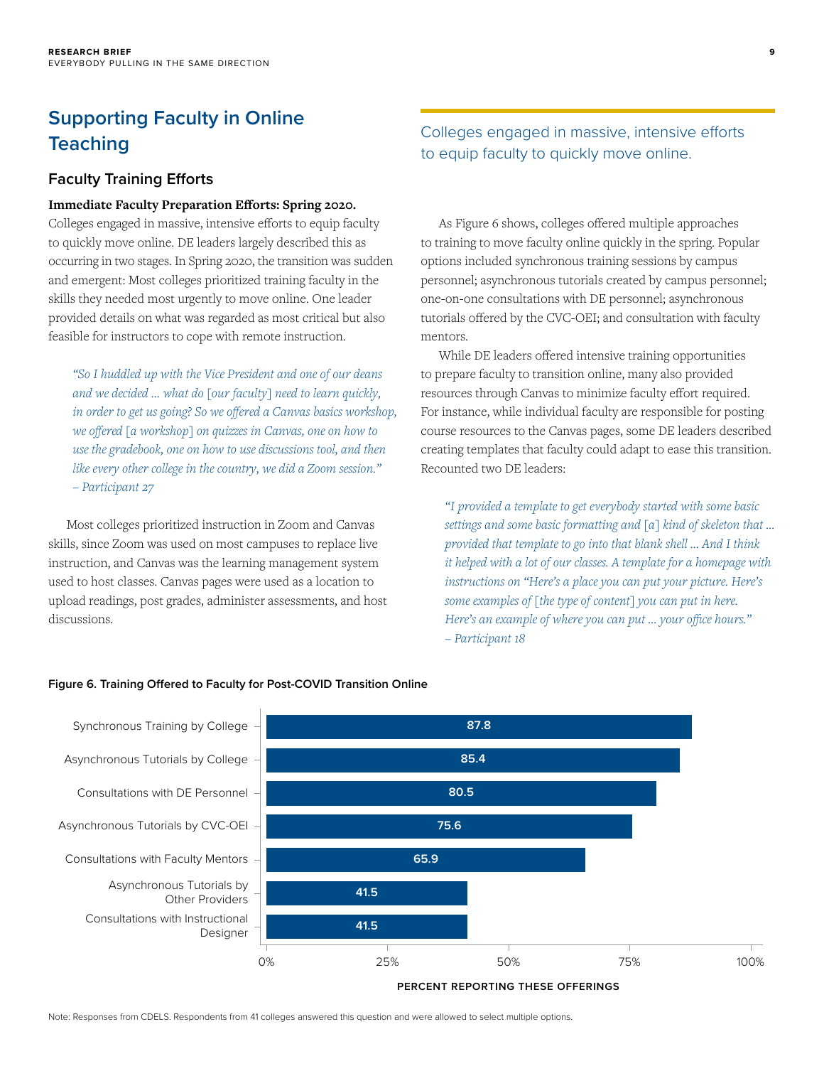## Supporting Faculty in Online Teaching

### Faculty Training Efforts

> Colleges engaged in massive, intensive efforts to equip faculty to quickly move online.

**Immediate Faculty Preparation Efforts: Spring 2020.** Colleges engaged in massive, intensive efforts to equip faculty to quickly move online. DE leaders largely described this as occurring in two stages. In Spring 2020, the transition was sudden and emergent: Most colleges prioritized training faculty in the skills they needed most urgently to move online. One leader provided details on what was regarded as most critical but also feasible for instructors to cope with remote instruction.

> *"So I huddled up with the Vice President and one of our deans and we decided ... what do [our faculty] need to learn quickly, in order to get us going? So we offered a Canvas basics workshop, we offered [a workshop] on quizzes in Canvas, one on how to use the gradebook, one on how to use discussions tool, and then like every other college in the country, we did a Zoom session."*
> *– Participant 27*

Most colleges prioritized instruction in Zoom and Canvas skills, since Zoom was used on most campuses to replace live instruction, and Canvas was the learning management system used to host classes. Canvas pages were used as a location to upload readings, post grades, administer assessments, and host discussions.

As Figure 6 shows, colleges offered multiple approaches to training to move faculty online quickly in the spring. Popular options included synchronous training sessions by campus personnel; asynchronous tutorials created by campus personnel; one-on-one consultations with DE personnel; asynchronous tutorials offered by the CVC-OEI; and consultation with faculty mentors.

While DE leaders offered intensive training opportunities to prepare faculty to transition online, many also provided resources through Canvas to minimize faculty effort required. For instance, while individual faculty are responsible for posting course resources to the Canvas pages, some DE leaders described creating templates that faculty could adapt to ease this transition. Recounted two DE leaders:

> *"I provided a template to get everybody started with some basic settings and some basic formatting and [a] kind of skeleton that ... provided that template to go into that blank shell ... And I think it helped with a lot of our classes. A template for a homepage with instructions on "Here's a place you can put your picture. Here's some examples of [the type of content] you can put in here. Here's an example of where you can put ... your office hours."*
> *– Participant 18*

**Figure 6. Training Offered to Faculty for Post-COVID Transition Online**

| Training | Percent Reporting These Offerings |
| --- | --- |
| Synchronous Training by College | 87.8 |
| Asynchronous Tutorials by College | 85.4 |
| Consultations with DE Personnel | 80.5 |
| Asynchronous Tutorials by CVC-OEI | 75.6 |
| Consultations with Faculty Mentors | 65.9 |
| Asynchronous Tutorials by Other Providers | 41.5 |
| Consultations with Instructional Designer | 41.5 |

Note: Responses from CDELS. Respondents from 41 colleges answered this question and were allowed to select multiple options.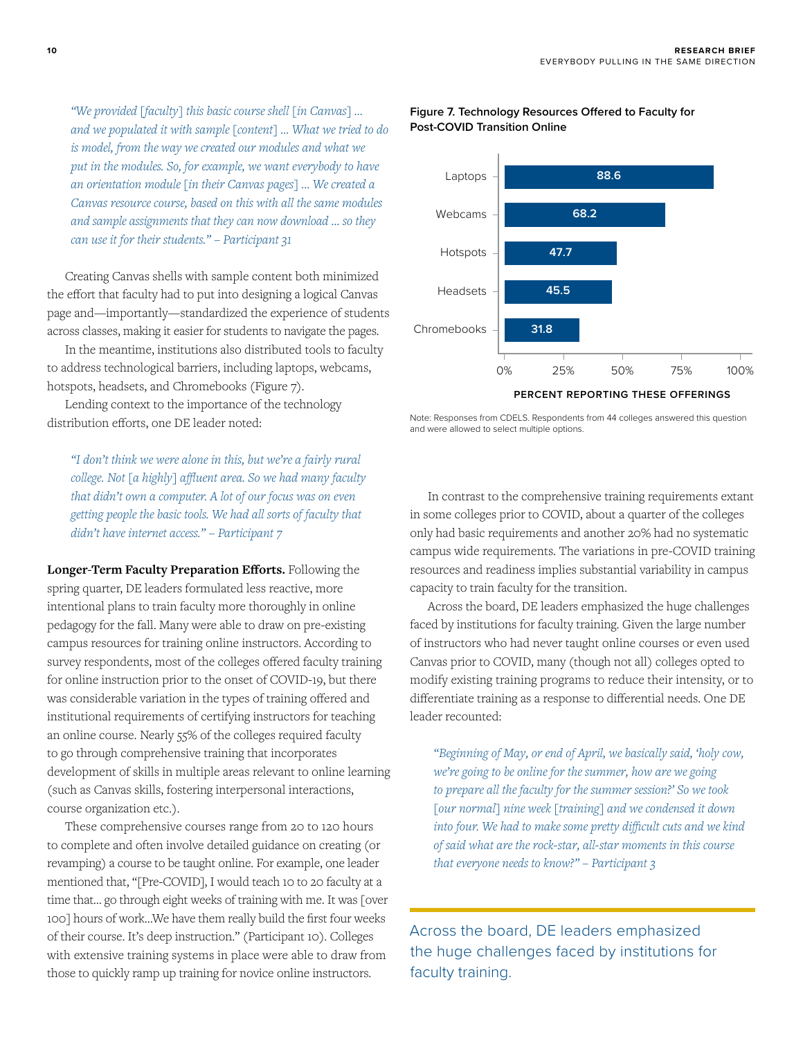*"We provided [faculty] this basic course shell [in Canvas] ... and we populated it with sample [content] ... What we tried to do is model, from the way we created our modules and what we put in the modules. So, for example, we want everybody to have an orientation module [in their Canvas pages] ... We created a Canvas resource course, based on this with all the same modules and sample assignments that they can now download ... so they can use it for their students." – Participant 31*

Creating Canvas shells with sample content both minimized the effort that faculty had to put into designing a logical Canvas page and—importantly—standardized the experience of students across classes, making it easier for students to navigate the pages.

In the meantime, institutions also distributed tools to faculty to address technological barriers, including laptops, webcams, hotspots, headsets, and Chromebooks (Figure 7).

Lending context to the importance of the technology distribution efforts, one DE leader noted:

*"I don't think we were alone in this, but we're a fairly rural college. Not [a highly] affluent area. So we had many faculty that didn't own a computer. A lot of our focus was on even getting people the basic tools. We had all sorts of faculty that didn't have internet access." – Participant 7*

**Figure 7. Technology Resources Offered to Faculty for Post-COVID Transition Online**

| Resource | Percent reporting these offerings |
|---|---|
| Laptops | 88.6 |
| Webcams | 68.2 |
| Hotspots | 47.7 |
| Headsets | 45.5 |
| Chromebooks | 31.8 |

Note: Responses from CDELS. Respondents from 44 colleges answered this question and were allowed to select multiple options.

**Longer-Term Faculty Preparation Efforts.** Following the spring quarter, DE leaders formulated less reactive, more intentional plans to train faculty more thoroughly in online pedagogy for the fall. Many were able to draw on pre-existing campus resources for training online instructors. According to survey respondents, most of the colleges offered faculty training for online instruction prior to the onset of COVID-19, but there was considerable variation in the types of training offered and institutional requirements of certifying instructors for teaching an online course. Nearly 55% of the colleges required faculty to go through comprehensive training that incorporates development of skills in multiple areas relevant to online learning (such as Canvas skills, fostering interpersonal interactions, course organization etc.).

These comprehensive courses range from 20 to 120 hours to complete and often involve detailed guidance on creating (or revamping) a course to be taught online. For example, one leader mentioned that, "[Pre-COVID], I would teach 10 to 20 faculty at a time that... go through eight weeks of training with me. It was [over 100] hours of work...We have them really build the first four weeks of their course. It's deep instruction." (Participant 10). Colleges with extensive training systems in place were able to draw from those to quickly ramp up training for novice online instructors.

In contrast to the comprehensive training requirements extant in some colleges prior to COVID, about a quarter of the colleges only had basic requirements and another 20% had no systematic campus wide requirements. The variations in pre-COVID training resources and readiness implies substantial variability in campus capacity to train faculty for the transition.

Across the board, DE leaders emphasized the huge challenges faced by institutions for faculty training. Given the large number of instructors who had never taught online courses or even used Canvas prior to COVID, many (though not all) colleges opted to modify existing training programs to reduce their intensity, or to differentiate training as a response to differential needs. One DE leader recounted:

*"Beginning of May, or end of April, we basically said, 'holy cow, we're going to be online for the summer, how are we going to prepare all the faculty for the summer session?' So we took [our normal] nine week [training] and we condensed it down into four. We had to make some pretty difficult cuts and we kind of said what are the rock-star, all-star moments in this course that everyone needs to know?" – Participant 3*

Across the board, DE leaders emphasized the huge challenges faced by institutions for faculty training.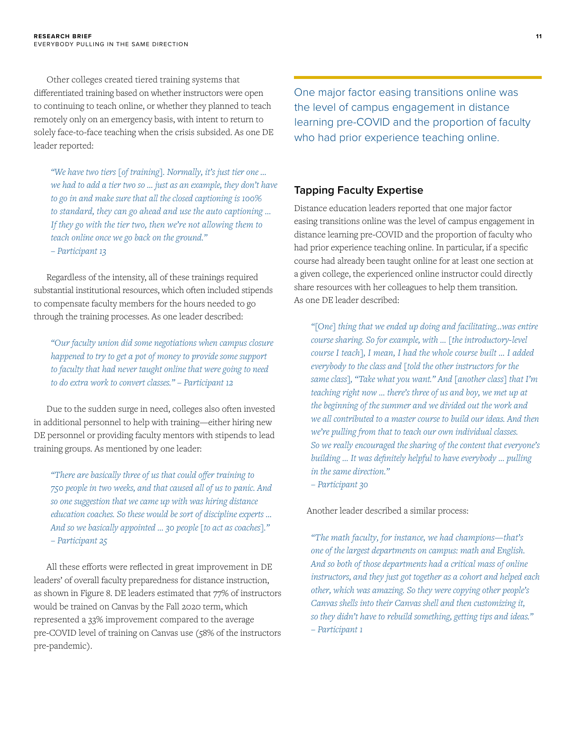Other colleges created tiered training systems that differentiated training based on whether instructors were open to continuing to teach online, or whether they planned to teach remotely only on an emergency basis, with intent to return to solely face-to-face teaching when the crisis subsided. As one DE leader reported:

> *"We have two tiers [of training]. Normally, it's just tier one ... we had to add a tier two so ... just as an example, they don't have to go in and make sure that all the closed captioning is 100% to standard, they can go ahead and use the auto captioning ... If they go with the tier two, then we're not allowing them to teach online once we go back on the ground."*
> *– Participant 13*

Regardless of the intensity, all of these trainings required substantial institutional resources, which often included stipends to compensate faculty members for the hours needed to go through the training processes. As one leader described:

> *"Our faculty union did some negotiations when campus closure happened to try to get a pot of money to provide some support to faculty that had never taught online that were going to need to do extra work to convert classes." – Participant 12*

Due to the sudden surge in need, colleges also often invested in additional personnel to help with training—either hiring new DE personnel or providing faculty mentors with stipends to lead training groups. As mentioned by one leader:

> *"There are basically three of us that could offer training to 750 people in two weeks, and that caused all of us to panic. And so one suggestion that we came up with was hiring distance education coaches. So these would be sort of discipline experts ... And so we basically appointed ... 30 people [to act as coaches]."*
> *– Participant 25*

All these efforts were reflected in great improvement in DE leaders' of overall faculty preparedness for distance instruction, as shown in Figure 8. DE leaders estimated that 77% of instructors would be trained on Canvas by the Fall 2020 term, which represented a 33% improvement compared to the average pre-COVID level of training on Canvas use (58% of the instructors pre-pandemic).

> One major factor easing transitions online was the level of campus engagement in distance learning pre-COVID and the proportion of faculty who had prior experience teaching online.

### Tapping Faculty Expertise

Distance education leaders reported that one major factor easing transitions online was the level of campus engagement in distance learning pre-COVID and the proportion of faculty who had prior experience teaching online. In particular, if a specific course had already been taught online for at least one section at a given college, the experienced online instructor could directly share resources with her colleagues to help them transition. As one DE leader described:

> *"[One] thing that we ended up doing and facilitating...was entire course sharing. So for example, with ... [the introductory-level course I teach], I mean, I had the whole course built ... I added everybody to the class and [told the other instructors for the same class], "Take what you want." And [another class] that I'm teaching right now ... there's three of us and boy, we met up at the beginning of the summer and we divided out the work and we all contributed to a master course to build our ideas. And then we're pulling from that to teach our own individual classes. So we really encouraged the sharing of the content that everyone's building ... It was definitely helpful to have everybody ... pulling in the same direction."*
> *– Participant 30*

Another leader described a similar process:

> *"The math faculty, for instance, we had champions—that's one of the largest departments on campus: math and English. And so both of those departments had a critical mass of online instructors, and they just got together as a cohort and helped each other, which was amazing. So they were copying other people's Canvas shells into their Canvas shell and then customizing it, so they didn't have to rebuild something, getting tips and ideas."*
> *– Participant 1*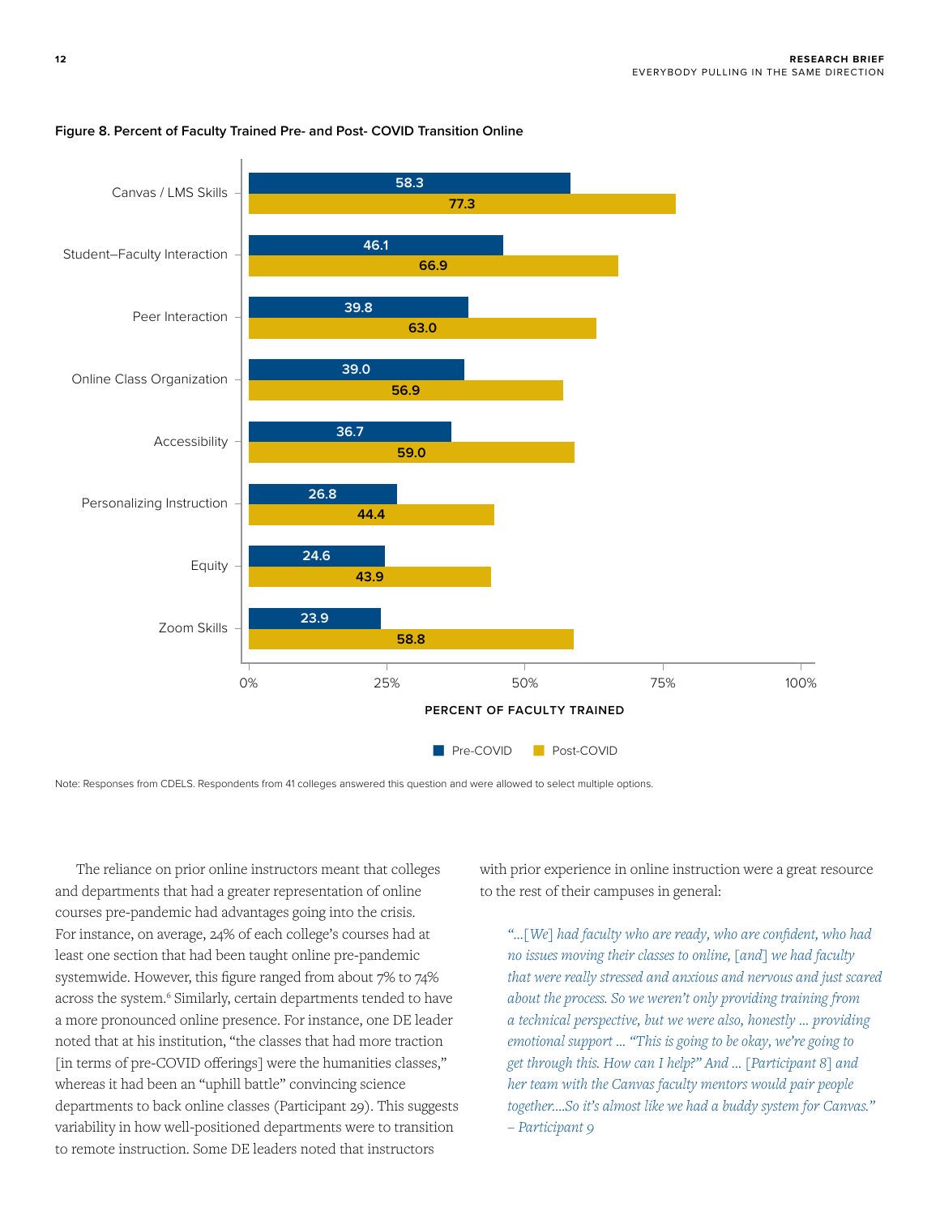**Figure 8. Percent of Faculty Trained Pre- and Post- COVID Transition Online**

| | Pre-COVID | Post-COVID |
|---|---|---|
| Canvas / LMS Skills | 58.3 | 77.3 |
| Student–Faculty Interaction | 46.1 | 66.9 |
| Peer Interaction | 39.8 | 63.0 |
| Online Class Organization | 39.0 | 56.9 |
| Accessibility | 36.7 | 59.0 |
| Personalizing Instruction | 26.8 | 44.4 |
| Equity | 24.6 | 43.9 |
| Zoom Skills | 23.9 | 58.8 |

PERCENT OF FACULTY TRAINED

Note: Responses from CDELS. Respondents from 41 colleges answered this question and were allowed to select multiple options.

The reliance on prior online instructors meant that colleges and departments that had a greater representation of online courses pre-pandemic had advantages going into the crisis. For instance, on average, 24% of each college's courses had at least one section that had been taught online pre-pandemic systemwide. However, this figure ranged from about 7% to 74% across the system.[6] Similarly, certain departments tended to have a more pronounced online presence. For instance, one DE leader noted that at his institution, "the classes that had more traction [in terms of pre-COVID offerings] were the humanities classes," whereas it had been an "uphill battle" convincing science departments to back online classes (Participant 29). This suggests variability in how well-positioned departments were to transition to remote instruction. Some DE leaders noted that instructors with prior experience in online instruction were a great resource to the rest of their campuses in general:

> *"…[We] had faculty who are ready, who are confident, who had no issues moving their classes to online, [and] we had faculty that were really stressed and anxious and nervous and just scared about the process. So we weren't only providing training from a technical perspective, but we were also, honestly … providing emotional support … "This is going to be okay, we're going to get through this. How can I help?" And … [Participant 8] and her team with the Canvas faculty mentors would pair people together….So it's almost like we had a buddy system for Canvas."*
> *– Participant 9*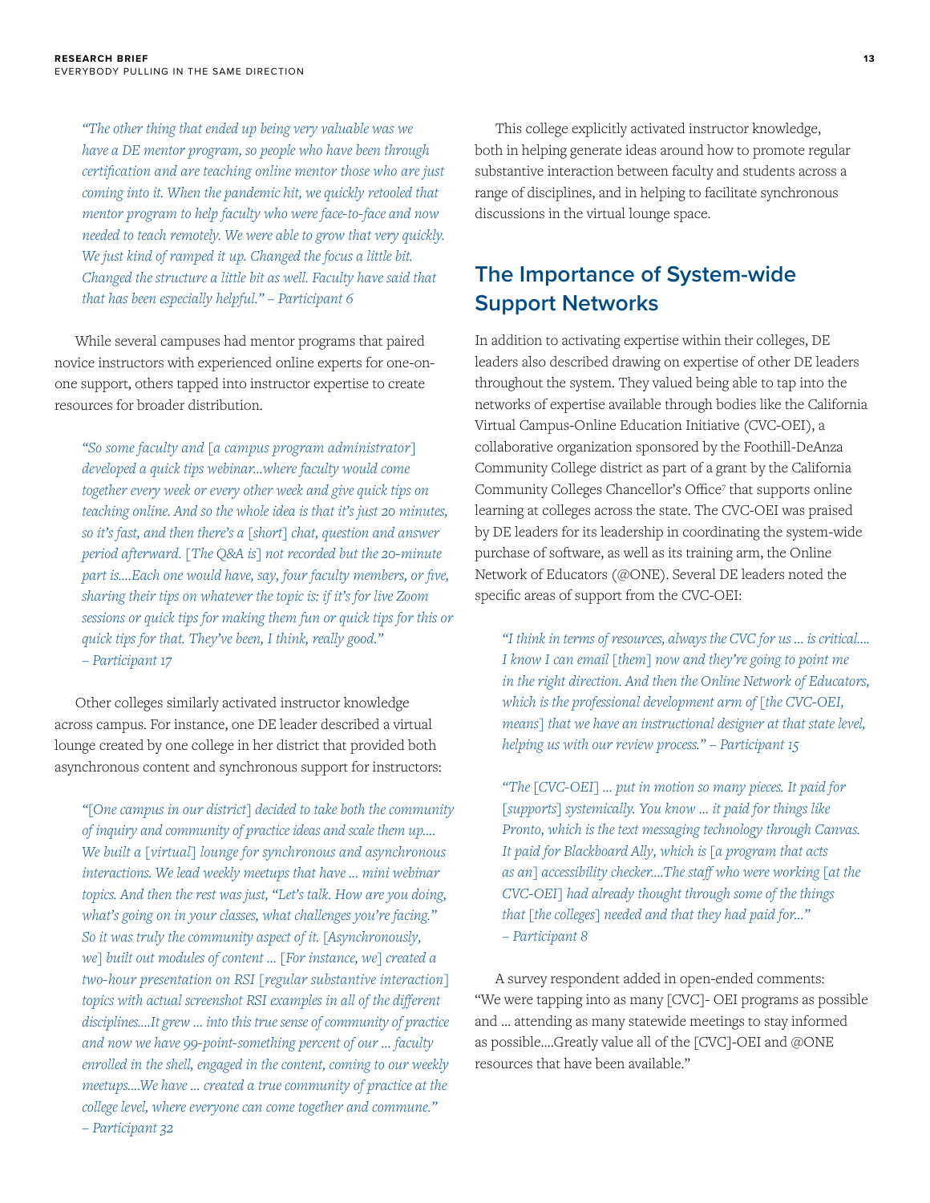*"The other thing that ended up being very valuable was we have a DE mentor program, so people who have been through certification and are teaching online mentor those who are just coming into it. When the pandemic hit, we quickly retooled that mentor program to help faculty who were face-to-face and now needed to teach remotely. We were able to grow that very quickly. We just kind of ramped it up. Changed the focus a little bit. Changed the structure a little bit as well. Faculty have said that that has been especially helpful." – Participant 6*

While several campuses had mentor programs that paired novice instructors with experienced online experts for one-on-one support, others tapped into instructor expertise to create resources for broader distribution.

*"So some faculty and [a campus program administrator] developed a quick tips webinar...where faculty would come together every week or every other week and give quick tips on teaching online. And so the whole idea is that it's just 20 minutes, so it's fast, and then there's a [short] chat, question and answer period afterward. [The Q&A is] not recorded but the 20-minute part is....Each one would have, say, four faculty members, or five, sharing their tips on whatever the topic is: if it's for live Zoom sessions or quick tips for making them fun or quick tips for this or quick tips for that. They've been, I think, really good." – Participant 17*

Other colleges similarly activated instructor knowledge across campus. For instance, one DE leader described a virtual lounge created by one college in her district that provided both asynchronous content and synchronous support for instructors:

*"[One campus in our district] decided to take both the community of inquiry and community of practice ideas and scale them up.... We built a [virtual] lounge for synchronous and asynchronous interactions. We lead weekly meetups that have ... mini webinar topics. And then the rest was just, "Let's talk. How are you doing, what's going on in your classes, what challenges you're facing." So it was truly the community aspect of it. [Asynchronously, we] built out modules of content ... [For instance, we] created a two-hour presentation on RSI [regular substantive interaction] topics with actual screenshot RSI examples in all of the different disciplines....It grew ... into this true sense of community of practice and now we have 99-point-something percent of our ... faculty enrolled in the shell, engaged in the content, coming to our weekly meetups....We have ... created a true community of practice at the college level, where everyone can come together and commune." – Participant 32*

This college explicitly activated instructor knowledge, both in helping generate ideas around how to promote regular substantive interaction between faculty and students across a range of disciplines, and in helping to facilitate synchronous discussions in the virtual lounge space.

## The Importance of System-wide Support Networks

In addition to activating expertise within their colleges, DE leaders also described drawing on expertise of other DE leaders throughout the system. They valued being able to tap into the networks of expertise available through bodies like the California Virtual Campus-Online Education Initiative (CVC-OEI), a collaborative organization sponsored by the Foothill-DeAnza Community College district as part of a grant by the California Community Colleges Chancellor's Office[7] that supports online learning at colleges across the state. The CVC-OEI was praised by DE leaders for its leadership in coordinating the system-wide purchase of software, as well as its training arm, the Online Network of Educators (@ONE). Several DE leaders noted the specific areas of support from the CVC-OEI:

*"I think in terms of resources, always the CVC for us ... is critical.... I know I can email [them] now and they're going to point me in the right direction. And then the Online Network of Educators, which is the professional development arm of [the CVC-OEI, means] that we have an instructional designer at that state level, helping us with our review process." – Participant 15*

*"The [CVC-OEI] ... put in motion so many pieces. It paid for [supports] systemically. You know ... it paid for things like Pronto, which is the text messaging technology through Canvas. It paid for Blackboard Ally, which is [a program that acts as an] accessibility checker....The staff who were working [at the CVC-OEI] had already thought through some of the things that [the colleges] needed and that they had paid for..." – Participant 8*

A survey respondent added in open-ended comments: "We were tapping into as many [CVC]- OEI programs as possible and ... attending as many statewide meetings to stay informed as possible....Greatly value all of the [CVC]-OEI and @ONE resources that have been available."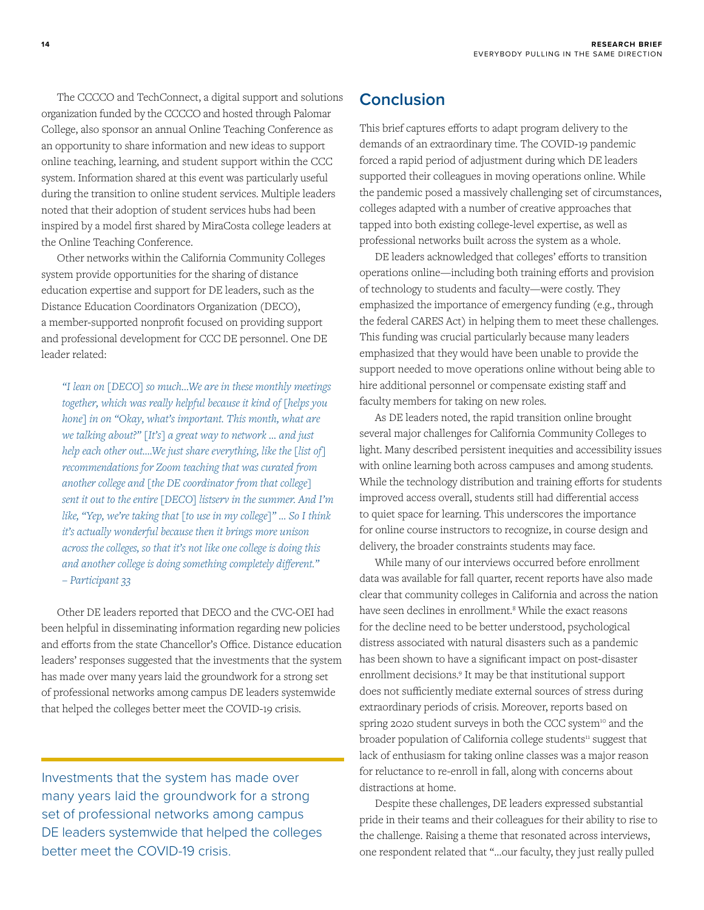The CCCCO and TechConnect, a digital support and solutions organization funded by the CCCCO and hosted through Palomar College, also sponsor an annual Online Teaching Conference as an opportunity to share information and new ideas to support online teaching, learning, and student support within the CCC system. Information shared at this event was particularly useful during the transition to online student services. Multiple leaders noted that their adoption of student services hubs had been inspired by a model first shared by MiraCosta college leaders at the Online Teaching Conference.

Other networks within the California Community Colleges system provide opportunities for the sharing of distance education expertise and support for DE leaders, such as the Distance Education Coordinators Organization (DECO), a member-supported nonprofit focused on providing support and professional development for CCC DE personnel. One DE leader related:

> *"I lean on [DECO] so much...We are in these monthly meetings together, which was really helpful because it kind of [helps you hone] in on "Okay, what's important. This month, what are we talking about?" [It's] a great way to network ... and just help each other out....We just share everything, like the [list of] recommendations for Zoom teaching that was curated from another college and [the DE coordinator from that college] sent it out to the entire [DECO] listserv in the summer. And I'm like, "Yep, we're taking that [to use in my college]" ... So I think it's actually wonderful because then it brings more unison across the colleges, so that it's not like one college is doing this and another college is doing something completely different."*
> *– Participant 33*

Other DE leaders reported that DECO and the CVC-OEI had been helpful in disseminating information regarding new policies and efforts from the state Chancellor's Office. Distance education leaders' responses suggested that the investments that the system has made over many years laid the groundwork for a strong set of professional networks among campus DE leaders systemwide that helped the colleges better meet the COVID-19 crisis.

> Investments that the system has made over many years laid the groundwork for a strong set of professional networks among campus DE leaders systemwide that helped the colleges better meet the COVID-19 crisis.

## Conclusion

This brief captures efforts to adapt program delivery to the demands of an extraordinary time. The COVID-19 pandemic forced a rapid period of adjustment during which DE leaders supported their colleagues in moving operations online. While the pandemic posed a massively challenging set of circumstances, colleges adapted with a number of creative approaches that tapped into both existing college-level expertise, as well as professional networks built across the system as a whole.

DE leaders acknowledged that colleges' efforts to transition operations online—including both training efforts and provision of technology to students and faculty—were costly. They emphasized the importance of emergency funding (e.g., through the federal CARES Act) in helping them to meet these challenges. This funding was crucial particularly because many leaders emphasized that they would have been unable to provide the support needed to move operations online without being able to hire additional personnel or compensate existing staff and faculty members for taking on new roles.

As DE leaders noted, the rapid transition online brought several major challenges for California Community Colleges to light. Many described persistent inequities and accessibility issues with online learning both across campuses and among students. While the technology distribution and training efforts for students improved access overall, students still had differential access to quiet space for learning. This underscores the importance for online course instructors to recognize, in course design and delivery, the broader constraints students may face.

While many of our interviews occurred before enrollment data was available for fall quarter, recent reports have also made clear that community colleges in California and across the nation have seen declines in enrollment.[8] While the exact reasons for the decline need to be better understood, psychological distress associated with natural disasters such as a pandemic has been shown to have a significant impact on post-disaster enrollment decisions.[9] It may be that institutional support does not sufficiently mediate external sources of stress during extraordinary periods of crisis. Moreover, reports based on spring 2020 student surveys in both the CCC system[10] and the broader population of California college students[11] suggest that lack of enthusiasm for taking online classes was a major reason for reluctance to re-enroll in fall, along with concerns about distractions at home.

Despite these challenges, DE leaders expressed substantial pride in their teams and their colleagues for their ability to rise to the challenge. Raising a theme that resonated across interviews, one respondent related that "...our faculty, they just really pulled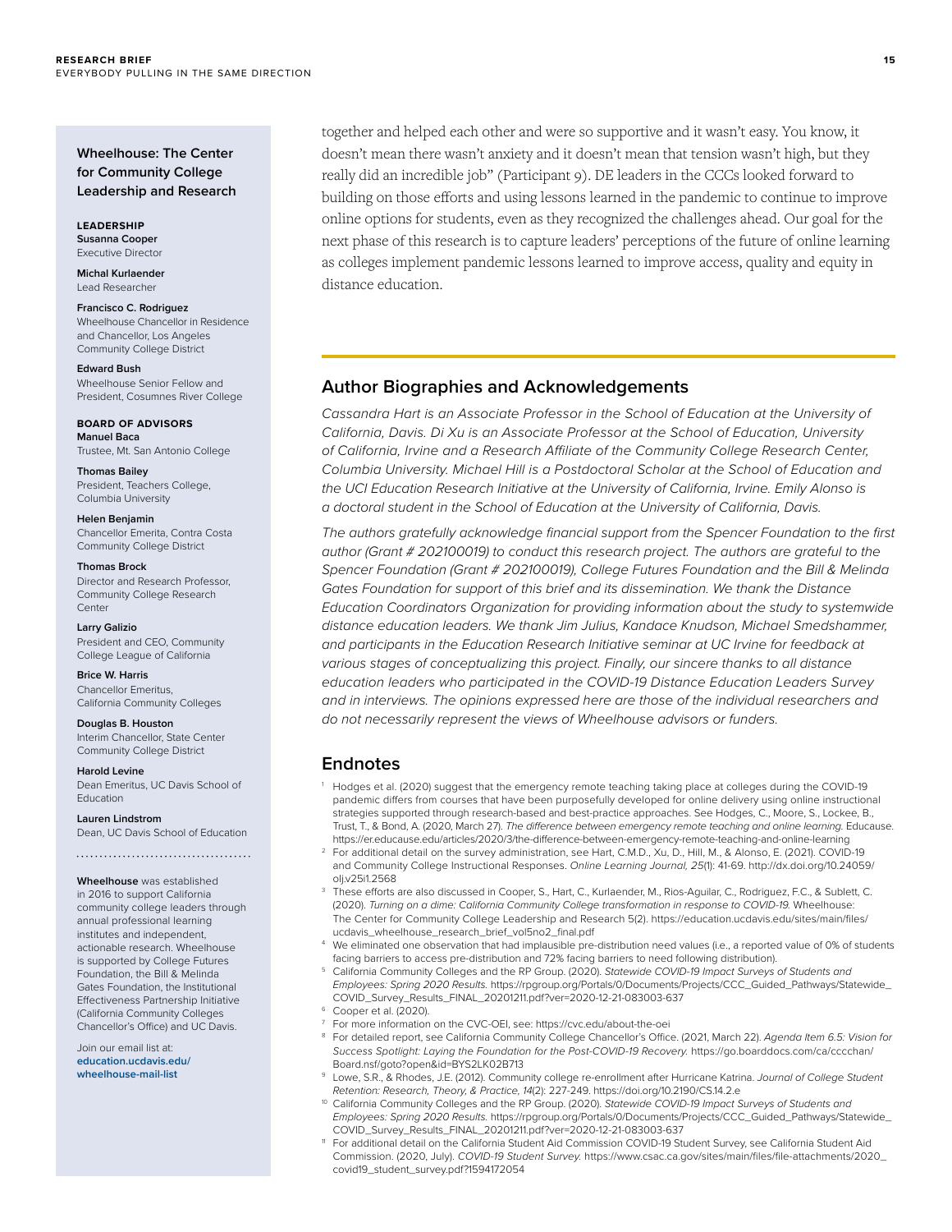together and helped each other and were so supportive and it wasn't easy. You know, it doesn't mean there wasn't anxiety and it doesn't mean that tension wasn't high, but they really did an incredible job" (Participant 9). DE leaders in the CCCs looked forward to building on those efforts and using lessons learned in the pandemic to continue to improve online options for students, even as they recognized the challenges ahead. Our goal for the next phase of this research is to capture leaders' perceptions of the future of online learning as colleges implement pandemic lessons learned to improve access, quality and equity in distance education.

## Author Biographies and Acknowledgements

*Cassandra Hart is an Associate Professor in the School of Education at the University of California, Davis. Di Xu is an Associate Professor at the School of Education, University of California, Irvine and a Research Affiliate of the Community College Research Center, Columbia University. Michael Hill is a Postdoctoral Scholar at the School of Education and the UCI Education Research Initiative at the University of California, Irvine. Emily Alonso is a doctoral student in the School of Education at the University of California, Davis.*

*The authors gratefully acknowledge financial support from the Spencer Foundation to the first author (Grant # 202100019) to conduct this research project. The authors are grateful to the Spencer Foundation (Grant # 202100019), College Futures Foundation and the Bill & Melinda Gates Foundation for support of this brief and its dissemination. We thank the Distance Education Coordinators Organization for providing information about the study to systemwide distance education leaders. We thank Jim Julius, Kandace Knudson, Michael Smedshammer, and participants in the Education Research Initiative seminar at UC Irvine for feedback at various stages of conceptualizing this project. Finally, our sincere thanks to all distance education leaders who participated in the COVID-19 Distance Education Leaders Survey and in interviews. The opinions expressed here are those of the individual researchers and do not necessarily represent the views of Wheelhouse advisors or funders.*

## Endnotes

1. Hodges et al. (2020) suggest that the emergency remote teaching taking place at colleges during the COVID-19 pandemic differs from courses that have been purposefully developed for online delivery using online instructional strategies supported through research-based and best-practice approaches. See Hodges, C., Moore, S., Lockee, B., Trust, T., & Bond, A. (2020, March 27). *The difference between emergency remote teaching and online learning.* Educause. https://er.educause.edu/articles/2020/3/the-difference-between-emergency-remote-teaching-and-online-learning
2. For additional detail on the survey administration, see Hart, C.M.D., Xu, D., Hill, M., & Alonso, E. (2021). COVID-19 and Community College Instructional Responses. *Online Learning Journal, 25*(1): 41-69. http://dx.doi.org/10.24059/olj.v25i1.2568
3. These efforts are also discussed in Cooper, S., Hart, C., Kurlaender, M., Rios-Aguilar, C., Rodriguez, F.C., & Sublett, C. (2020). *Turning on a dime: California Community College transformation in response to COVID-19.* Wheelhouse: The Center for Community College Leadership and Research 5(2). https://education.ucdavis.edu/sites/main/files/ucdavis_wheelhouse_research_brief_vol5no2_final.pdf
4. We eliminated one observation that had implausible pre-distribution need values (i.e., a reported value of 0% of students facing barriers to access pre-distribution and 72% facing barriers to need following distribution).
5. California Community Colleges and the RP Group. (2020). *Statewide COVID-19 Impact Surveys of Students and Employees: Spring 2020 Results.* https://rpgroup.org/Portals/0/Documents/Projects/CCC_Guided_Pathways/Statewide_COVID_Survey_Results_FINAL_20201211.pdf?ver=2020-12-21-083003-637
6. Cooper et al. (2020).
7. For more information on the CVC-OEI, see: https://cvc.edu/about-the-oei
8. For detailed report, see California Community College Chancellor's Office. (2021, March 22). *Agenda Item 6.5: Vision for Success Spotlight: Laying the Foundation for the Post-COVID-19 Recovery.* https://go.boarddocs.com/ca/cccchan/Board.nsf/goto?open&id=BYS2LK02B713
9. Lowe, S.R., & Rhodes, J.E. (2012). Community college re-enrollment after Hurricane Katrina. *Journal of College Student Retention: Research, Theory, & Practice, 14*(2): 227-249. https://doi.org/10.2190/CS.14.2.e
10. California Community Colleges and the RP Group. (2020). *Statewide COVID-19 Impact Surveys of Students and Employees: Spring 2020 Results.* https://rpgroup.org/Portals/0/Documents/Projects/CCC_Guided_Pathways/Statewide_COVID_Survey_Results_FINAL_20201211.pdf?ver=2020-12-21-083003-637
11. For additional detail on the California Student Aid Commission COVID-19 Student Survey, see California Student Aid Commission. (2020, July). *COVID-19 Student Survey.* https://www.csac.ca.gov/sites/main/files/file-attachments/2020_covid19_student_survey.pdf?1594172054

---

**Wheelhouse: The Center for Community College Leadership and Research**

**LEADERSHIP**

**Susanna Cooper**
Executive Director

**Michal Kurlaender**
Lead Researcher

**Francisco C. Rodriguez**
Wheelhouse Chancellor in Residence and Chancellor, Los Angeles Community College District

**Edward Bush**
Wheelhouse Senior Fellow and President, Cosumnes River College

**BOARD OF ADVISORS**

**Manuel Baca**
Trustee, Mt. San Antonio College

**Thomas Bailey**
President, Teachers College, Columbia University

**Helen Benjamin**
Chancellor Emerita, Contra Costa Community College District

**Thomas Brock**
Director and Research Professor, Community College Research Center

**Larry Galizio**
President and CEO, Community College League of California

**Brice W. Harris**
Chancellor Emeritus, California Community Colleges

**Douglas B. Houston**
Interim Chancellor, State Center Community College District

**Harold Levine**
Dean Emeritus, UC Davis School of Education

**Lauren Lindstrom**
Dean, UC Davis School of Education

**Wheelhouse** was established in 2016 to support California community college leaders through annual professional learning institutes and independent, actionable research. Wheelhouse is supported by College Futures Foundation, the Bill & Melinda Gates Foundation, the Institutional Effectiveness Partnership Initiative (California Community Colleges Chancellor's Office) and UC Davis.

Join our email list at: **education.ucdavis.edu/wheelhouse-mail-list**